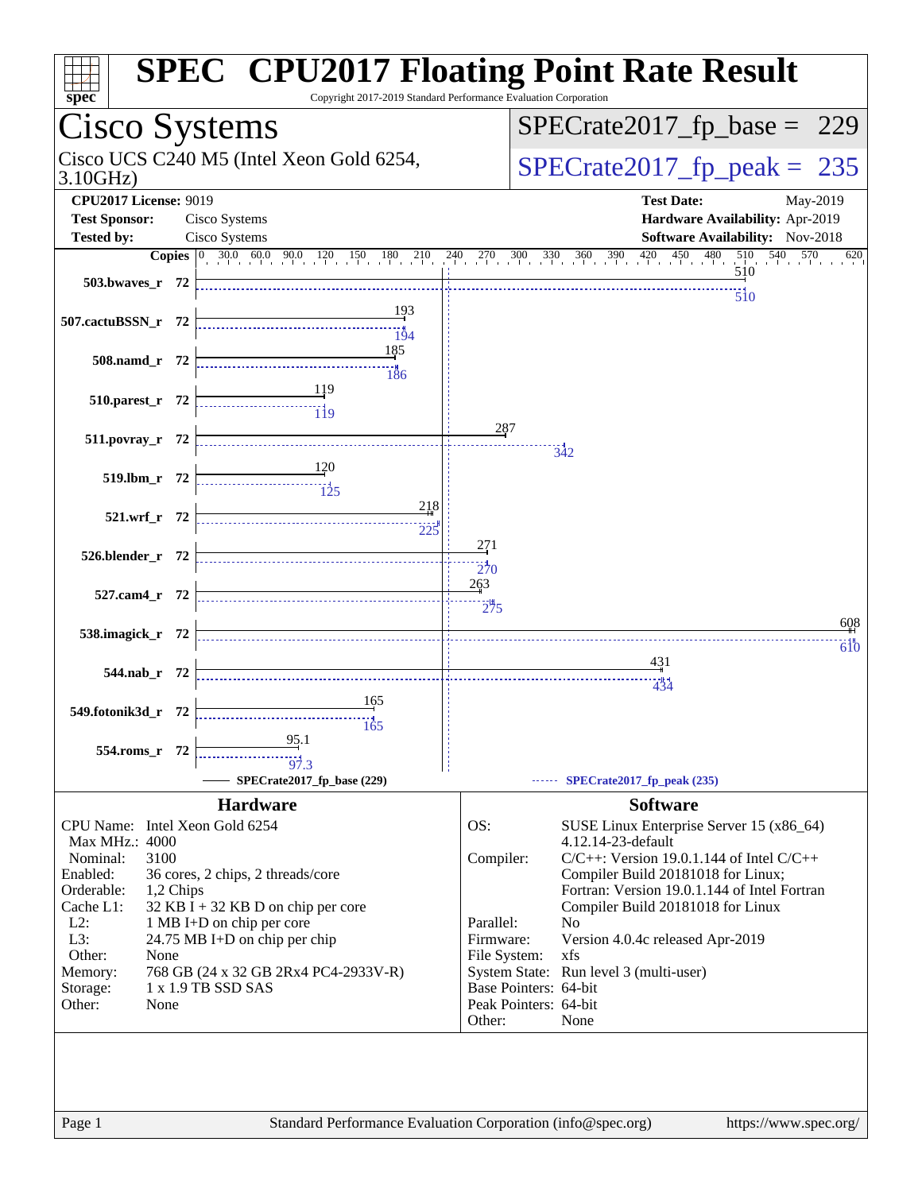# SPEC CPU2017 Floating Point Rate Result

Copyright 2017-2019 Standard Performance Evaluation Corporation

## Cisco Systems

Cisco UCS C240 M5 (Intel Xeon Gold 6254, 3.10GHz)

SPECrate2017_fp_base = 229

SPECrate2017_fp_peak = 235

**CPU2017 License:** 9019
**Test Sponsor:** Cisco Systems
**Tested by:** Cisco Systems

**Test Date:** May-2019
**Hardware Availability:** Apr-2019
**Software Availability:** Nov-2018

| Benchmark | Copies | Base | Peak |
|---|---|---|---|
| 503.bwaves_r | 72 | 510 | 510 |
| 507.cactuBSSN_r | 72 | 193 | 194 |
| 508.namd_r | 72 | 185 | 186 |
| 510.parest_r | 72 | 119 | 119 |
| 511.povray_r | 72 | 287 | 342 |
| 519.lbm_r | 72 | 120 | 125 |
| 521.wrf_r | 72 | 218 | 225 |
| 526.blender_r | 72 | 271 | 270 |
| 527.cam4_r | 72 | 263 | 275 |
| 538.imagick_r | 72 | 608 | 610 |
| 544.nab_r | 72 | 431 | 434 |
| 549.fotonik3d_r | 72 | 165 | 165 |
| 554.roms_r | 72 | 95.1 | 97.3 |

SPECrate2017_fp_base (229) SPECrate2017_fp_peak (235)

### Hardware

| | |
|---|---|
| CPU Name: | Intel Xeon Gold 6254 |
| Max MHz.: | 4000 |
| Nominal: | 3100 |
| Enabled: | 36 cores, 2 chips, 2 threads/core |
| Orderable: | 1,2 Chips |
| Cache L1: | 32 KB I + 32 KB D on chip per core |
| L2: | 1 MB I+D on chip per core |
| L3: | 24.75 MB I+D on chip per chip |
| Other: | None |
| Memory: | 768 GB (24 x 32 GB 2Rx4 PC4-2933V-R) |
| Storage: | 1 x 1.9 TB SSD SAS |
| Other: | None |

### Software

| | |
|---|---|
| OS: | SUSE Linux Enterprise Server 15 (x86_64) 4.12.14-23-default |
| Compiler: | C/C++: Version 19.0.1.144 of Intel C/C++ Compiler Build 20181018 for Linux; Fortran: Version 19.0.1.144 of Intel Fortran Compiler Build 20181018 for Linux |
| Parallel: | No |
| Firmware: | Version 4.0.4c released Apr-2019 |
| File System: | xfs |
| System State: | Run level 3 (multi-user) |
| Base Pointers: | 64-bit |
| Peak Pointers: | 64-bit |
| Other: | None |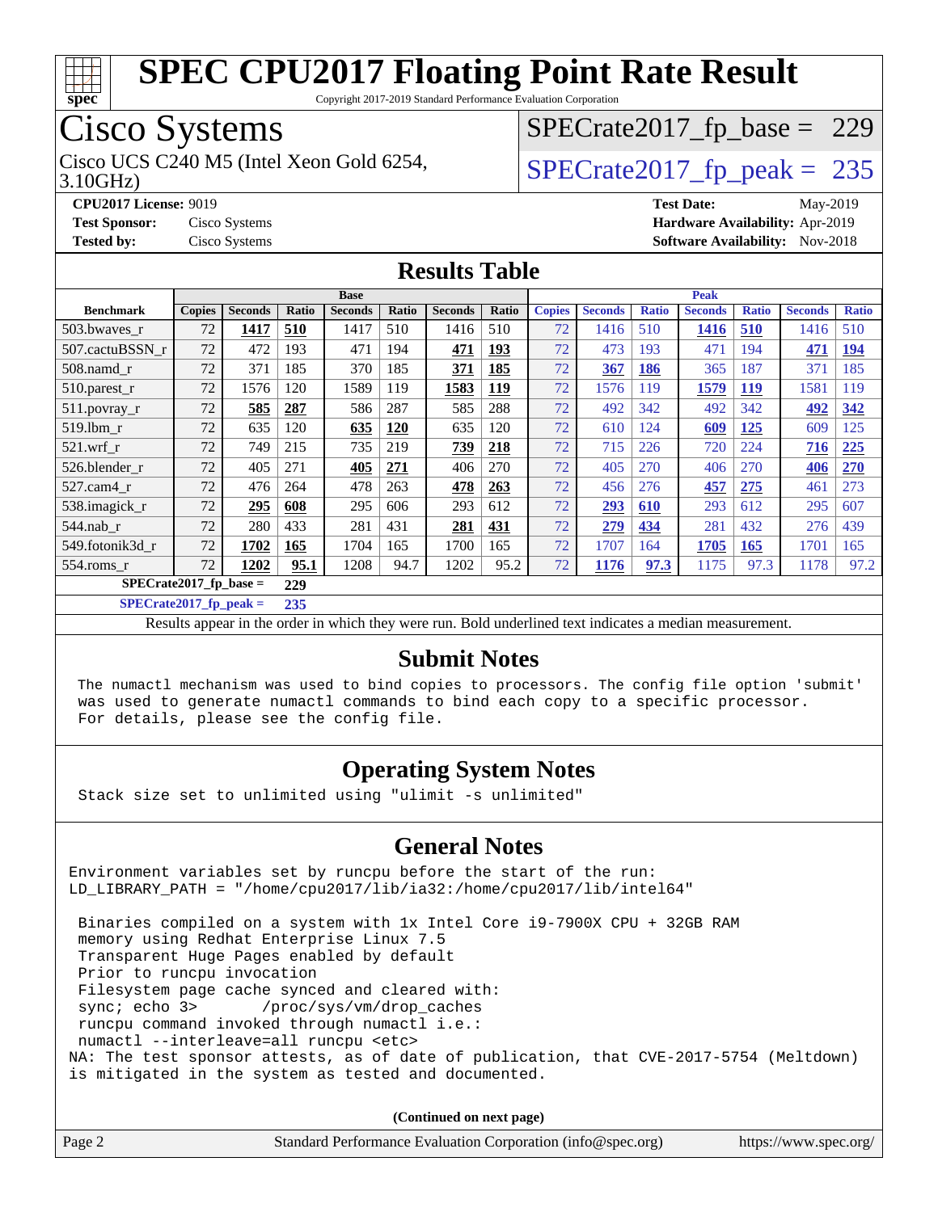# SPEC CPU2017 Floating Point Rate Result

Copyright 2017-2019 Standard Performance Evaluation Corporation

## Cisco Systems

Cisco UCS C240 M5 (Intel Xeon Gold 6254, 3.10GHz)

SPECrate2017_fp_base = 229

SPECrate2017_fp_peak = 235

**CPU2017 License:** 9019
**Test Sponsor:** Cisco Systems
**Tested by:** Cisco Systems
**Test Date:** May-2019
**Hardware Availability:** Apr-2019
**Software Availability:** Nov-2018

## Results Table

| Benchmark | Base | | | | | | | Peak | | | | | | |
|---|---|---|---|---|---|---|---|---|---|---|---|---|---|---|
| | Copies | Seconds | Ratio | Seconds | Ratio | Seconds | Ratio | Copies | Seconds | Ratio | Seconds | Ratio | Seconds | Ratio |
| 503.bwaves_r | 72 | **1417** | **510** | 1417 | 510 | 1416 | 510 | 72 | 1416 | 510 | **1416** | **510** | 1416 | 510 |
| 507.cactuBSSN_r | 72 | 472 | 193 | 471 | 194 | **471** | **193** | 72 | 473 | 193 | 471 | 194 | **471** | **194** |
| 508.namd_r | 72 | 371 | 185 | 370 | 185 | **371** | **185** | 72 | **367** | **186** | 365 | 187 | 371 | 185 |
| 510.parest_r | 72 | 1576 | 120 | 1589 | 119 | **1583** | **119** | 72 | 1576 | 119 | **1579** | **119** | 1581 | 119 |
| 511.povray_r | 72 | **585** | **287** | 586 | 287 | 585 | 288 | 72 | 492 | 342 | 492 | 342 | **492** | **342** |
| 519.lbm_r | 72 | 635 | 120 | **635** | **120** | 635 | 120 | 72 | 610 | 124 | **609** | **125** | 609 | 125 |
| 521.wrf_r | 72 | 749 | 215 | 735 | 219 | **739** | **218** | 72 | 715 | 226 | 720 | 224 | **716** | **225** |
| 526.blender_r | 72 | 405 | 271 | **405** | **271** | 406 | 270 | 72 | 405 | 270 | 406 | 270 | **406** | **270** |
| 527.cam4_r | 72 | 476 | 264 | 478 | 263 | **478** | **263** | 72 | 456 | 276 | **457** | **275** | 461 | 273 |
| 538.imagick_r | 72 | **295** | **608** | 295 | 606 | 293 | 612 | 72 | **293** | **610** | 293 | 612 | 295 | 607 |
| 544.nab_r | 72 | 280 | 433 | 281 | 431 | **281** | **431** | 72 | **279** | **434** | 281 | 432 | 276 | 439 |
| 549.fotonik3d_r | 72 | **1702** | **165** | 1704 | 165 | 1700 | 165 | 72 | 1707 | 164 | **1705** | **165** | 1701 | 165 |
| 554.roms_r | 72 | **1202** | **95.1** | 1208 | 94.7 | 1202 | 95.2 | 72 | **1176** | **97.3** | 1175 | 97.3 | 1178 | 97.2 |

**SPECrate2017_fp_base = 229**

**SPECrate2017_fp_peak = 235**

Results appear in the order in which they were run. Bold underlined text indicates a median measurement.

## Submit Notes

```
The numactl mechanism was used to bind copies to processors. The config file option 'submit'
was used to generate numactl commands to bind each copy to a specific processor.
For details, please see the config file.
```

## Operating System Notes

```
Stack size set to unlimited using "ulimit -s unlimited"
```

## General Notes

```
Environment variables set by runcpu before the start of the run:
LD_LIBRARY_PATH = "/home/cpu2017/lib/ia32:/home/cpu2017/lib/intel64"

 Binaries compiled on a system with 1x Intel Core i9-7900X CPU + 32GB RAM
 memory using Redhat Enterprise Linux 7.5
 Transparent Huge Pages enabled by default
 Prior to runcpu invocation
 Filesystem page cache synced and cleared with:
 sync; echo 3>       /proc/sys/vm/drop_caches
 runcpu command invoked through numactl i.e.:
 numactl --interleave=all runcpu <etc>
NA: The test sponsor attests, as of date of publication, that CVE-2017-5754 (Meltdown)
is mitigated in the system as tested and documented.
```

(Continued on next page)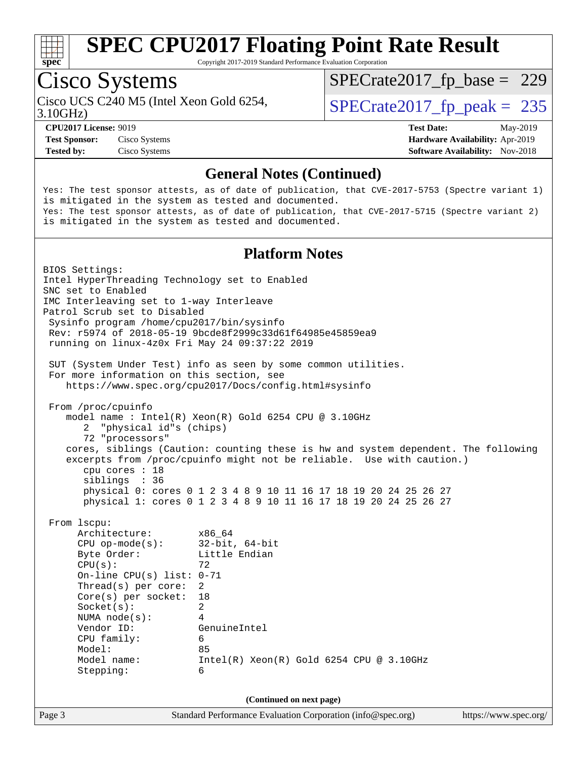# SPEC CPU2017 Floating Point Rate Result

Copyright 2017-2019 Standard Performance Evaluation Corporation

## Cisco Systems

Cisco UCS C240 M5 (Intel Xeon Gold 6254, 3.10GHz)

SPECrate2017_fp_base = 229

SPECrate2017_fp_peak = 235

**CPU2017 License:** 9019
**Test Sponsor:** Cisco Systems
**Tested by:** Cisco Systems

**Test Date:** May-2019
**Hardware Availability:** Apr-2019
**Software Availability:** Nov-2018

## General Notes (Continued)

```
Yes: The test sponsor attests, as of date of publication, that CVE-2017-5753 (Spectre variant 1)
is mitigated in the system as tested and documented.
Yes: The test sponsor attests, as of date of publication, that CVE-2017-5715 (Spectre variant 2)
is mitigated in the system as tested and documented.
```

## Platform Notes

```
BIOS Settings:
Intel HyperThreading Technology set to Enabled
SNC set to Enabled
IMC Interleaving set to 1-way Interleave
Patrol Scrub set to Disabled
 Sysinfo program /home/cpu2017/bin/sysinfo
 Rev: r5974 of 2018-05-19 9bcde8f2999c33d61f64985e45859ea9
 running on linux-4z0x Fri May 24 09:37:22 2019

 SUT (System Under Test) info as seen by some common utilities.
 For more information on this section, see
    https://www.spec.org/cpu2017/Docs/config.html#sysinfo

 From /proc/cpuinfo
    model name : Intel(R) Xeon(R) Gold 6254 CPU @ 3.10GHz
       2  "physical id"s (chips)
       72 "processors"
    cores, siblings (Caution: counting these is hw and system dependent. The following
    excerpts from /proc/cpuinfo might not be reliable.  Use with caution.)
       cpu cores : 18
       siblings  : 36
       physical 0: cores 0 1 2 3 4 8 9 10 11 16 17 18 19 20 24 25 26 27
       physical 1: cores 0 1 2 3 4 8 9 10 11 16 17 18 19 20 24 25 26 27

 From lscpu:
      Architecture:        x86_64
      CPU op-mode(s):      32-bit, 64-bit
      Byte Order:          Little Endian
      CPU(s):              72
      On-line CPU(s) list: 0-71
      Thread(s) per core:  2
      Core(s) per socket:  18
      Socket(s):           2
      NUMA node(s):        4
      Vendor ID:           GenuineIntel
      CPU family:          6
      Model:               85
      Model name:          Intel(R) Xeon(R) Gold 6254 CPU @ 3.10GHz
      Stepping:            6
```

(Continued on next page)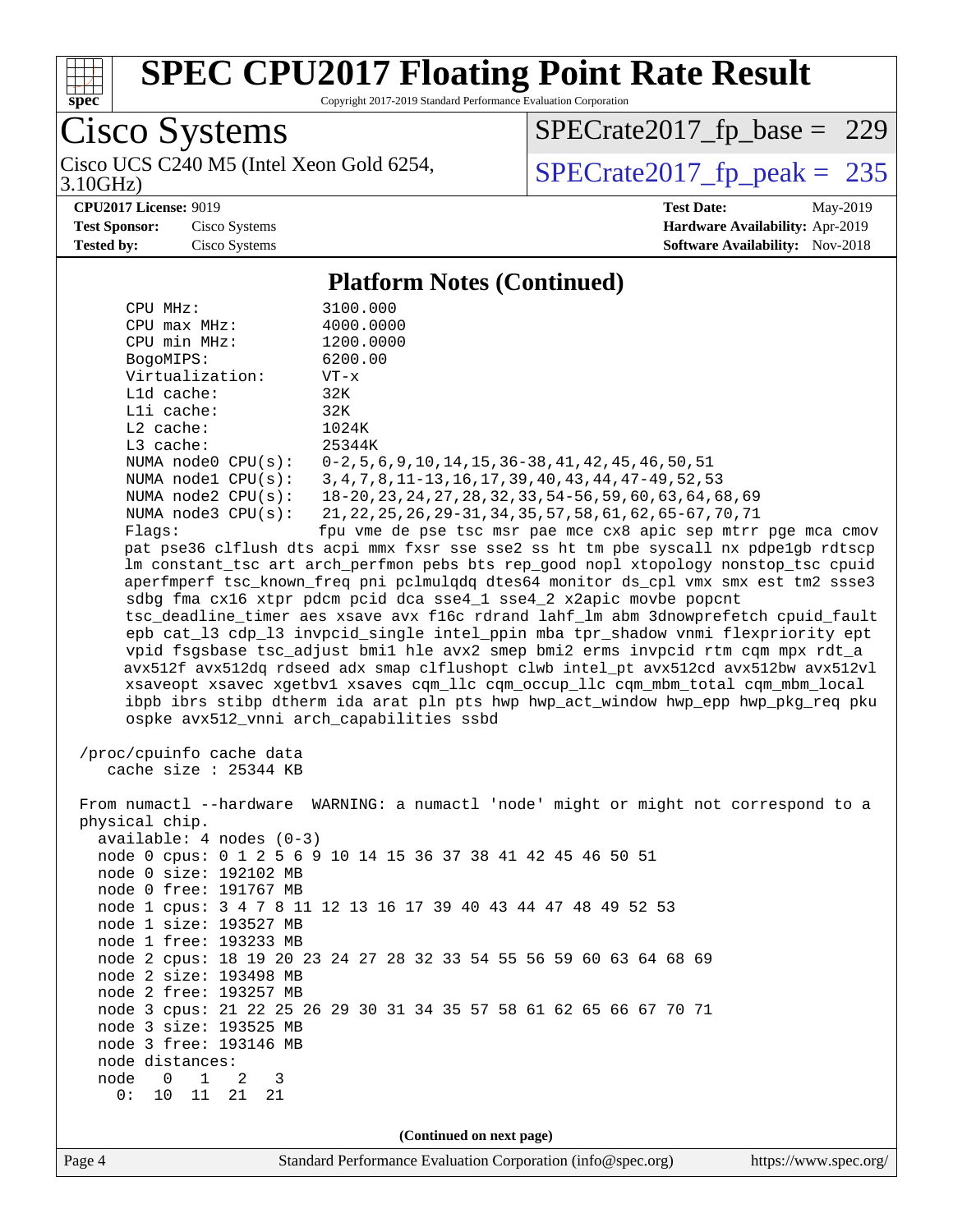# SPEC CPU2017 Floating Point Rate Result

Copyright 2017-2019 Standard Performance Evaluation Corporation

**Cisco Systems**

Cisco UCS C240 M5 (Intel Xeon Gold 6254, 3.10GHz)

SPECrate2017_fp_base = 229

SPECrate2017_fp_peak = 235

**CPU2017 License:** 9019
**Test Sponsor:** Cisco Systems
**Tested by:** Cisco Systems

**Test Date:** May-2019
**Hardware Availability:** Apr-2019
**Software Availability:** Nov-2018

## Platform Notes (Continued)

```
      CPU MHz:                3100.000
      CPU max MHz:            4000.0000
      CPU min MHz:            1200.0000
      BogoMIPS:               6200.00
      Virtualization:         VT-x
      L1d cache:              32K
      L1i cache:              32K
      L2 cache:               1024K
      L3 cache:               25344K
      NUMA node0 CPU(s):      0-2,5,6,9,10,14,15,36-38,41,42,45,46,50,51
      NUMA node1 CPU(s):      3,4,7,8,11-13,16,17,39,40,43,44,47-49,52,53
      NUMA node2 CPU(s):      18-20,23,24,27,28,32,33,54-56,59,60,63,64,68,69
      NUMA node3 CPU(s):      21,22,25,26,29-31,34,35,57,58,61,62,65-67,70,71
      Flags:                  fpu vme de pse tsc msr pae mce cx8 apic sep mtrr pge mca cmov
      pat pse36 clflush dts acpi mmx fxsr sse sse2 ss ht tm pbe syscall nx pdpe1gb rdtscp
      lm constant_tsc art arch_perfmon pebs bts rep_good nopl xtopology nonstop_tsc cpuid
      aperfmperf tsc_known_freq pni pclmulqdq dtes64 monitor ds_cpl vmx smx est tm2 ssse3
      sdbg fma cx16 xtpr pdcm pcid dca sse4_1 sse4_2 x2apic movbe popcnt
      tsc_deadline_timer aes xsave avx f16c rdrand lahf_lm abm 3dnowprefetch cpuid_fault
      epb cat_l3 cdp_l3 invpcid_single intel_ppin mba tpr_shadow vnmi flexpriority ept
      vpid fsgsbase tsc_adjust bmi1 hle avx2 smep bmi2 erms invpcid rtm cqm mpx rdt_a
      avx512f avx512dq rdseed adx smap clflushopt clwb intel_pt avx512cd avx512bw avx512vl
      xsaveopt xsavec xgetbv1 xsaves cqm_llc cqm_occup_llc cqm_mbm_total cqm_mbm_local
      ibpb ibrs stibp dtherm ida arat pln pts hwp hwp_act_window hwp_epp hwp_pkg_req pku
      ospke avx512_vnni arch_capabilities ssbd

 /proc/cpuinfo cache data
    cache size : 25344 KB

 From numactl --hardware  WARNING: a numactl 'node' might or might not correspond to a
 physical chip.
   available: 4 nodes (0-3)
   node 0 cpus: 0 1 2 5 6 9 10 14 15 36 37 38 41 42 45 46 50 51
   node 0 size: 192102 MB
   node 0 free: 191767 MB
   node 1 cpus: 3 4 7 8 11 12 13 16 17 39 40 43 44 47 48 49 52 53
   node 1 size: 193527 MB
   node 1 free: 193233 MB
   node 2 cpus: 18 19 20 23 24 27 28 32 33 54 55 56 59 60 63 64 68 69
   node 2 size: 193498 MB
   node 2 free: 193257 MB
   node 3 cpus: 21 22 25 26 29 30 31 34 35 57 58 61 62 65 66 67 70 71
   node 3 size: 193525 MB
   node 3 free: 193146 MB
   node distances:
   node   0   1   2   3
     0:  10  11  21  21
```

(Continued on next page)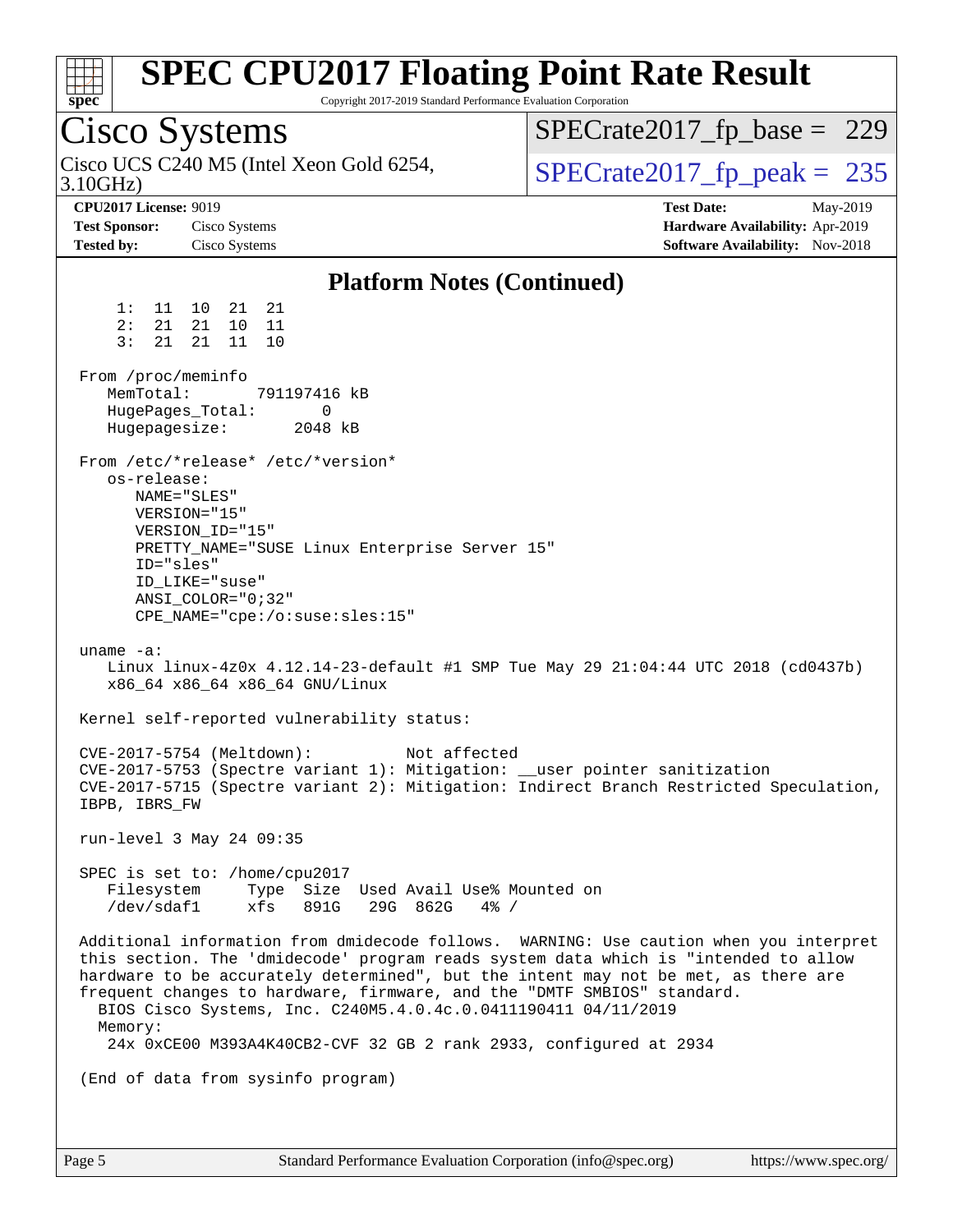# SPEC CPU2017 Floating Point Rate Result

Copyright 2017-2019 Standard Performance Evaluation Corporation

## Cisco Systems

Cisco UCS C240 M5 (Intel Xeon Gold 6254, 3.10GHz)

SPECrate2017_fp_base = 229

SPECrate2017_fp_peak = 235

**CPU2017 License:** 9019
**Test Sponsor:** Cisco Systems
**Tested by:** Cisco Systems

**Test Date:** May-2019
**Hardware Availability:** Apr-2019
**Software Availability:** Nov-2018

### Platform Notes (Continued)

```
     1:  11  10  21  21
     2:  21  21  10  11
     3:  21  21  11  10

 From /proc/meminfo
    MemTotal:       791197416 kB
    HugePages_Total:       0
    Hugepagesize:       2048 kB

 From /etc/*release* /etc/*version*
    os-release:
       NAME="SLES"
       VERSION="15"
       VERSION_ID="15"
       PRETTY_NAME="SUSE Linux Enterprise Server 15"
       ID="sles"
       ID_LIKE="suse"
       ANSI_COLOR="0;32"
       CPE_NAME="cpe:/o:suse:sles:15"

 uname -a:
    Linux linux-4z0x 4.12.14-23-default #1 SMP Tue May 29 21:04:44 UTC 2018 (cd0437b)
    x86_64 x86_64 x86_64 GNU/Linux

 Kernel self-reported vulnerability status:

 CVE-2017-5754 (Meltdown):          Not affected
 CVE-2017-5753 (Spectre variant 1): Mitigation: __user pointer sanitization
 CVE-2017-5715 (Spectre variant 2): Mitigation: Indirect Branch Restricted Speculation,
 IBPB, IBRS_FW

 run-level 3 May 24 09:35

 SPEC is set to: /home/cpu2017
    Filesystem     Type  Size  Used Avail Use% Mounted on
    /dev/sdaf1     xfs   891G   29G  862G   4% /

 Additional information from dmidecode follows.  WARNING: Use caution when you interpret
 this section. The 'dmidecode' program reads system data which is "intended to allow
 hardware to be accurately determined", but the intent may not be met, as there are
 frequent changes to hardware, firmware, and the "DMTF SMBIOS" standard.
   BIOS Cisco Systems, Inc. C240M5.4.0.4c.0.0411190411 04/11/2019
   Memory:
    24x 0xCE00 M393A4K40CB2-CVF 32 GB 2 rank 2933, configured at 2934

 (End of data from sysinfo program)
```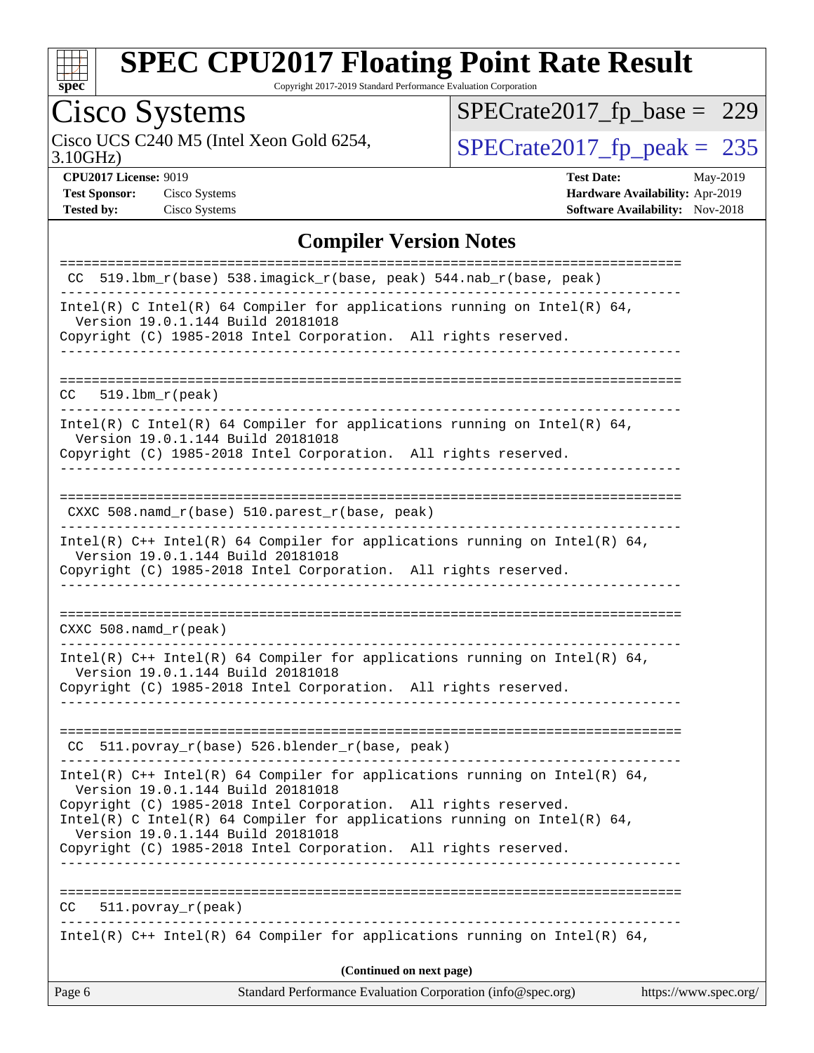# SPEC CPU2017 Floating Point Rate Result

Copyright 2017-2019 Standard Performance Evaluation Corporation

## Cisco Systems

Cisco UCS C240 M5 (Intel Xeon Gold 6254, 3.10GHz)

SPECrate2017_fp_base = 229

SPECrate2017_fp_peak = 235

**CPU2017 License:** 9019
**Test Sponsor:** Cisco Systems
**Tested by:** Cisco Systems

**Test Date:** May-2019
**Hardware Availability:** Apr-2019
**Software Availability:** Nov-2018

### Compiler Version Notes

```
==============================================================================
 CC  519.lbm_r(base) 538.imagick_r(base, peak) 544.nab_r(base, peak)
------------------------------------------------------------------------------
Intel(R) C Intel(R) 64 Compiler for applications running on Intel(R) 64,
  Version 19.0.1.144 Build 20181018
Copyright (C) 1985-2018 Intel Corporation.  All rights reserved.
------------------------------------------------------------------------------

==============================================================================
CC   519.lbm_r(peak)
------------------------------------------------------------------------------
Intel(R) C Intel(R) 64 Compiler for applications running on Intel(R) 64,
  Version 19.0.1.144 Build 20181018
Copyright (C) 1985-2018 Intel Corporation.  All rights reserved.
------------------------------------------------------------------------------

==============================================================================
 CXXC 508.namd_r(base) 510.parest_r(base, peak)
------------------------------------------------------------------------------
Intel(R) C++ Intel(R) 64 Compiler for applications running on Intel(R) 64,
  Version 19.0.1.144 Build 20181018
Copyright (C) 1985-2018 Intel Corporation.  All rights reserved.
------------------------------------------------------------------------------

==============================================================================
CXXC 508.namd_r(peak)
------------------------------------------------------------------------------
Intel(R) C++ Intel(R) 64 Compiler for applications running on Intel(R) 64,
  Version 19.0.1.144 Build 20181018
Copyright (C) 1985-2018 Intel Corporation.  All rights reserved.
------------------------------------------------------------------------------

==============================================================================
 CC  511.povray_r(base) 526.blender_r(base, peak)
------------------------------------------------------------------------------
Intel(R) C++ Intel(R) 64 Compiler for applications running on Intel(R) 64,
  Version 19.0.1.144 Build 20181018
Copyright (C) 1985-2018 Intel Corporation.  All rights reserved.
Intel(R) C Intel(R) 64 Compiler for applications running on Intel(R) 64,
  Version 19.0.1.144 Build 20181018
Copyright (C) 1985-2018 Intel Corporation.  All rights reserved.
------------------------------------------------------------------------------

==============================================================================
CC   511.povray_r(peak)
------------------------------------------------------------------------------
Intel(R) C++ Intel(R) 64 Compiler for applications running on Intel(R) 64,
```

**(Continued on next page)**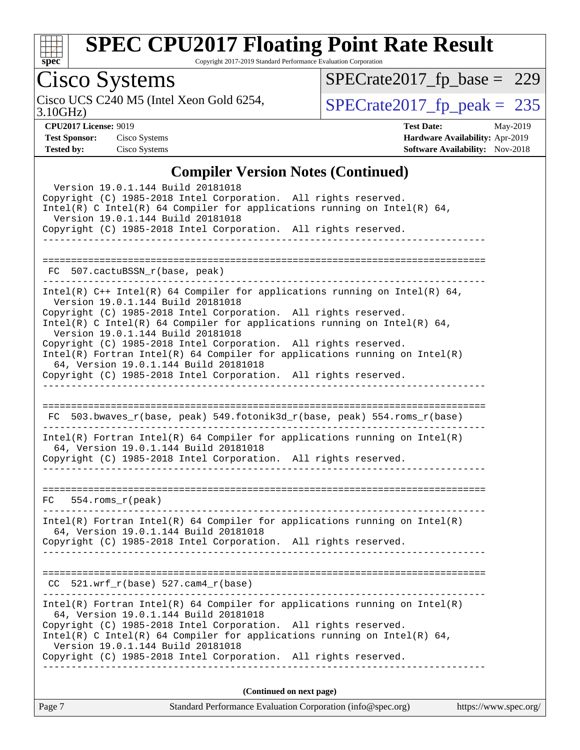## Compiler Version Notes (Continued)

```
  Version 19.0.1.144 Build 20181018
Copyright (C) 1985-2018 Intel Corporation.  All rights reserved.
Intel(R) C Intel(R) 64 Compiler for applications running on Intel(R) 64,
  Version 19.0.1.144 Build 20181018
Copyright (C) 1985-2018 Intel Corporation.  All rights reserved.
------------------------------------------------------------------------------

==============================================================================
 FC  507.cactuBSSN_r(base, peak)
------------------------------------------------------------------------------
Intel(R) C++ Intel(R) 64 Compiler for applications running on Intel(R) 64,
  Version 19.0.1.144 Build 20181018
Copyright (C) 1985-2018 Intel Corporation.  All rights reserved.
Intel(R) C Intel(R) 64 Compiler for applications running on Intel(R) 64,
  Version 19.0.1.144 Build 20181018
Copyright (C) 1985-2018 Intel Corporation.  All rights reserved.
Intel(R) Fortran Intel(R) 64 Compiler for applications running on Intel(R)
  64, Version 19.0.1.144 Build 20181018
Copyright (C) 1985-2018 Intel Corporation.  All rights reserved.
------------------------------------------------------------------------------

==============================================================================
 FC  503.bwaves_r(base, peak) 549.fotonik3d_r(base, peak) 554.roms_r(base)
------------------------------------------------------------------------------
Intel(R) Fortran Intel(R) 64 Compiler for applications running on Intel(R)
  64, Version 19.0.1.144 Build 20181018
Copyright (C) 1985-2018 Intel Corporation.  All rights reserved.
------------------------------------------------------------------------------

==============================================================================
 FC   554.roms_r(peak)
------------------------------------------------------------------------------
Intel(R) Fortran Intel(R) 64 Compiler for applications running on Intel(R)
  64, Version 19.0.1.144 Build 20181018
Copyright (C) 1985-2018 Intel Corporation.  All rights reserved.
------------------------------------------------------------------------------

==============================================================================
 CC  521.wrf_r(base) 527.cam4_r(base)
------------------------------------------------------------------------------
Intel(R) Fortran Intel(R) 64 Compiler for applications running on Intel(R)
  64, Version 19.0.1.144 Build 20181018
Copyright (C) 1985-2018 Intel Corporation.  All rights reserved.
Intel(R) C Intel(R) 64 Compiler for applications running on Intel(R) 64,
  Version 19.0.1.144 Build 20181018
Copyright (C) 1985-2018 Intel Corporation.  All rights reserved.
------------------------------------------------------------------------------
```

**(Continued on next page)**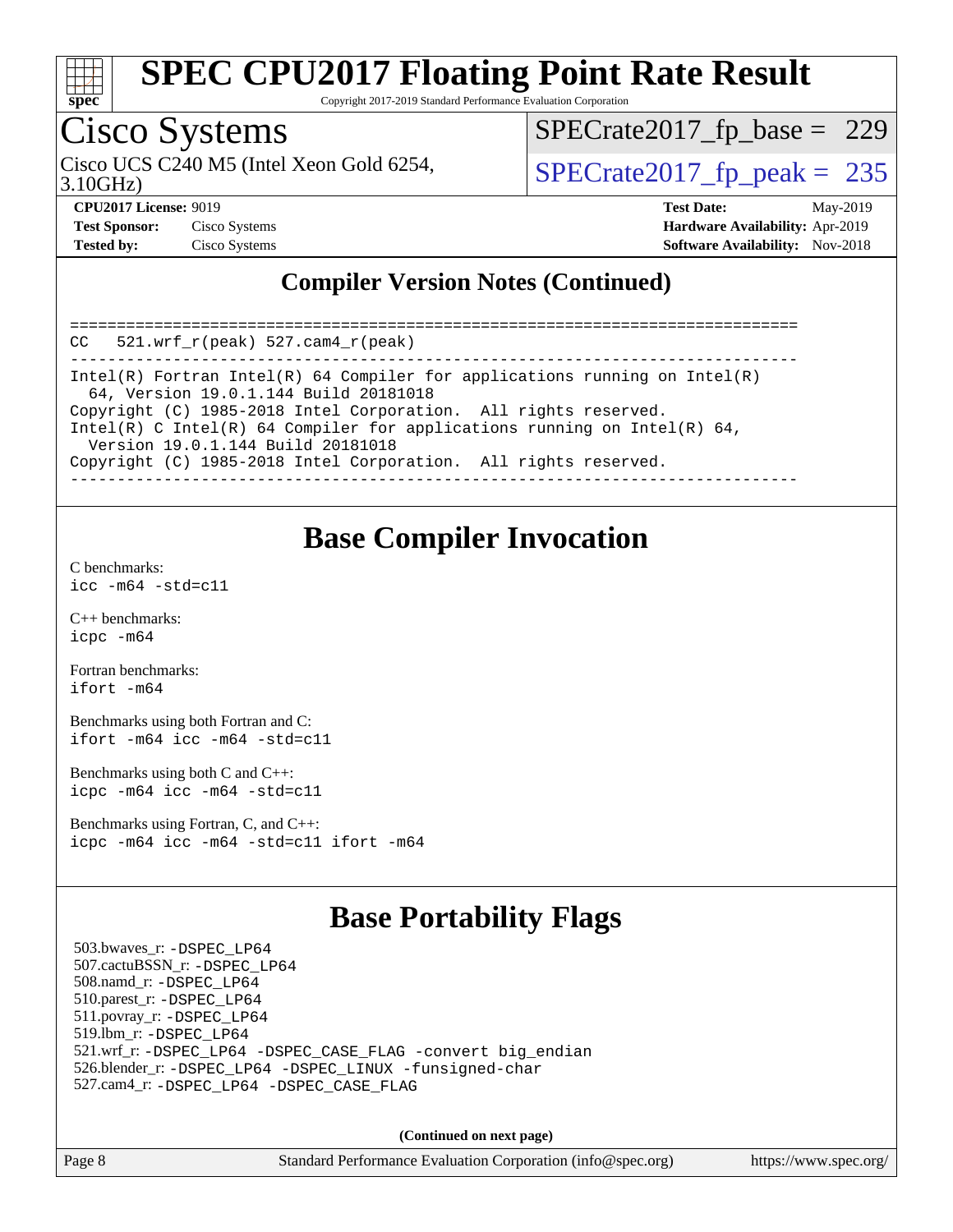## Compiler Version Notes (Continued)

```
==============================================================================
CC   521.wrf_r(peak) 527.cam4_r(peak)
------------------------------------------------------------------------------
Intel(R) Fortran Intel(R) 64 Compiler for applications running on Intel(R)
  64, Version 19.0.1.144 Build 20181018
Copyright (C) 1985-2018 Intel Corporation.  All rights reserved.
Intel(R) C Intel(R) 64 Compiler for applications running on Intel(R) 64,
  Version 19.0.1.144 Build 20181018
Copyright (C) 1985-2018 Intel Corporation.  All rights reserved.
------------------------------------------------------------------------------
```

## Base Compiler Invocation

C benchmarks:
`icc -m64 -std=c11`

C++ benchmarks:
`icpc -m64`

Fortran benchmarks:
`ifort -m64`

Benchmarks using both Fortran and C:
`ifort -m64 icc -m64 -std=c11`

Benchmarks using both C and C++:
`icpc -m64 icc -m64 -std=c11`

Benchmarks using Fortran, C, and C++:
`icpc -m64 icc -m64 -std=c11 ifort -m64`

## Base Portability Flags

503.bwaves_r: `-DSPEC_LP64`
507.cactuBSSN_r: `-DSPEC_LP64`
508.namd_r: `-DSPEC_LP64`
510.parest_r: `-DSPEC_LP64`
511.povray_r: `-DSPEC_LP64`
519.lbm_r: `-DSPEC_LP64`
521.wrf_r: `-DSPEC_LP64 -DSPEC_CASE_FLAG -convert big_endian`
526.blender_r: `-DSPEC_LP64 -DSPEC_LINUX -funsigned-char`
527.cam4_r: `-DSPEC_LP64 -DSPEC_CASE_FLAG`

**(Continued on next page)**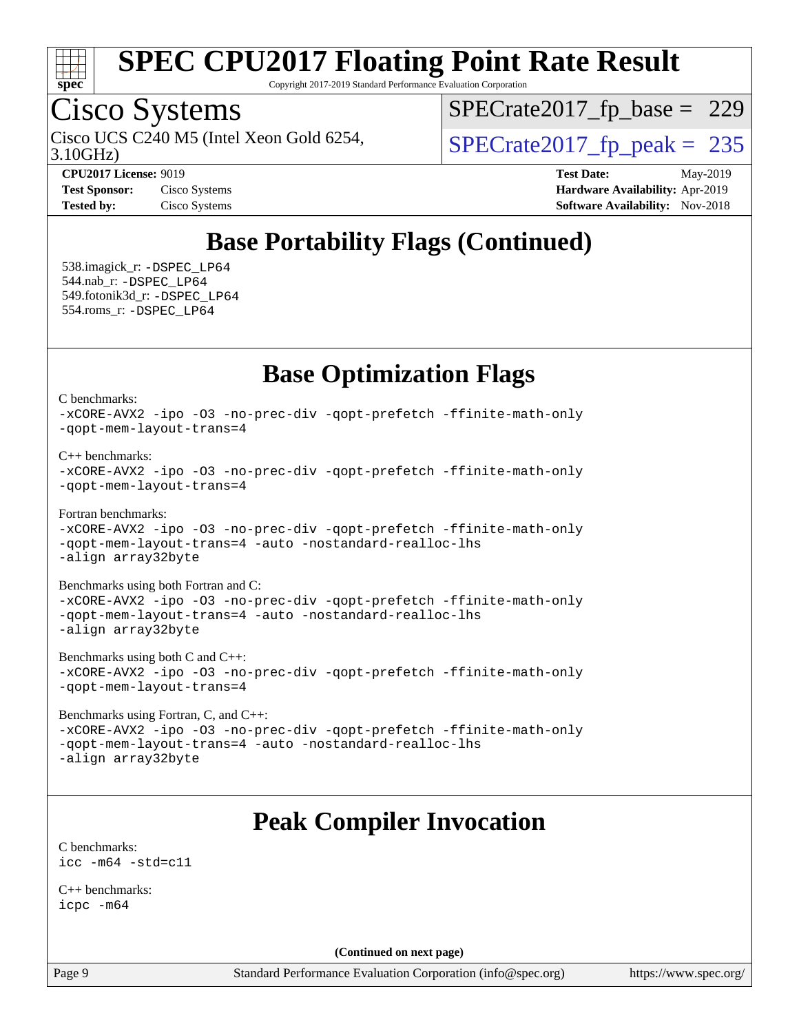# SPEC CPU2017 Floating Point Rate Result

Copyright 2017-2019 Standard Performance Evaluation Corporation

## Cisco Systems

Cisco UCS C240 M5 (Intel Xeon Gold 6254, 3.10GHz)

SPECrate2017_fp_base = 229

SPECrate2017_fp_peak = 235

**CPU2017 License:** 9019
**Test Sponsor:** Cisco Systems
**Tested by:** Cisco Systems

**Test Date:** May-2019
**Hardware Availability:** Apr-2019
**Software Availability:** Nov-2018

## Base Portability Flags (Continued)

538.imagick_r: -DSPEC_LP64
544.nab_r: -DSPEC_LP64
549.fotonik3d_r: -DSPEC_LP64
554.roms_r: -DSPEC_LP64

## Base Optimization Flags

C benchmarks:
```
-xCORE-AVX2 -ipo -O3 -no-prec-div -qopt-prefetch -ffinite-math-only
-qopt-mem-layout-trans=4
```

C++ benchmarks:
```
-xCORE-AVX2 -ipo -O3 -no-prec-div -qopt-prefetch -ffinite-math-only
-qopt-mem-layout-trans=4
```

Fortran benchmarks:
```
-xCORE-AVX2 -ipo -O3 -no-prec-div -qopt-prefetch -ffinite-math-only
-qopt-mem-layout-trans=4 -auto -nostandard-realloc-lhs
-align array32byte
```

Benchmarks using both Fortran and C:
```
-xCORE-AVX2 -ipo -O3 -no-prec-div -qopt-prefetch -ffinite-math-only
-qopt-mem-layout-trans=4 -auto -nostandard-realloc-lhs
-align array32byte
```

Benchmarks using both C and C++:
```
-xCORE-AVX2 -ipo -O3 -no-prec-div -qopt-prefetch -ffinite-math-only
-qopt-mem-layout-trans=4
```

Benchmarks using Fortran, C, and C++:
```
-xCORE-AVX2 -ipo -O3 -no-prec-div -qopt-prefetch -ffinite-math-only
-qopt-mem-layout-trans=4 -auto -nostandard-realloc-lhs
-align array32byte
```

## Peak Compiler Invocation

C benchmarks:
```
icc -m64 -std=c11
```

C++ benchmarks:
```
icpc -m64
```

**(Continued on next page)**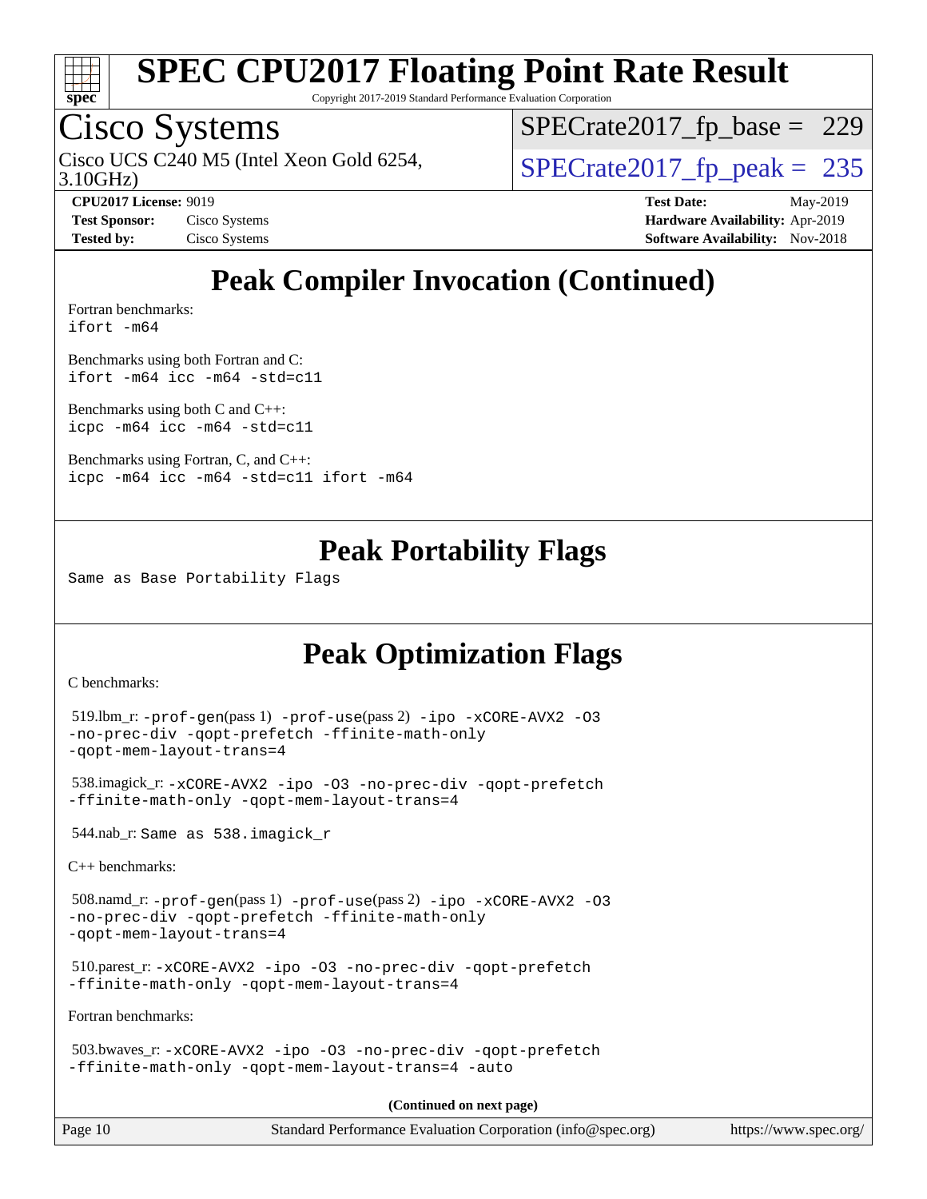## Peak Compiler Invocation (Continued)

Fortran benchmarks:
ifort -m64

Benchmarks using both Fortran and C:
ifort -m64 icc -m64 -std=c11

Benchmarks using both C and C++:
icpc -m64 icc -m64 -std=c11

Benchmarks using Fortran, C, and C++:
icpc -m64 icc -m64 -std=c11 ifort -m64

## Peak Portability Flags

Same as Base Portability Flags

## Peak Optimization Flags

C benchmarks:

519.lbm_r: -prof-gen(pass 1) -prof-use(pass 2) -ipo -xCORE-AVX2 -O3 -no-prec-div -qopt-prefetch -ffinite-math-only -qopt-mem-layout-trans=4

538.imagick_r: -xCORE-AVX2 -ipo -O3 -no-prec-div -qopt-prefetch -ffinite-math-only -qopt-mem-layout-trans=4

544.nab_r: Same as 538.imagick_r

C++ benchmarks:

508.namd_r: -prof-gen(pass 1) -prof-use(pass 2) -ipo -xCORE-AVX2 -O3 -no-prec-div -qopt-prefetch -ffinite-math-only -qopt-mem-layout-trans=4

510.parest_r: -xCORE-AVX2 -ipo -O3 -no-prec-div -qopt-prefetch -ffinite-math-only -qopt-mem-layout-trans=4

Fortran benchmarks:

503.bwaves_r: -xCORE-AVX2 -ipo -O3 -no-prec-div -qopt-prefetch -ffinite-math-only -qopt-mem-layout-trans=4 -auto

**(Continued on next page)**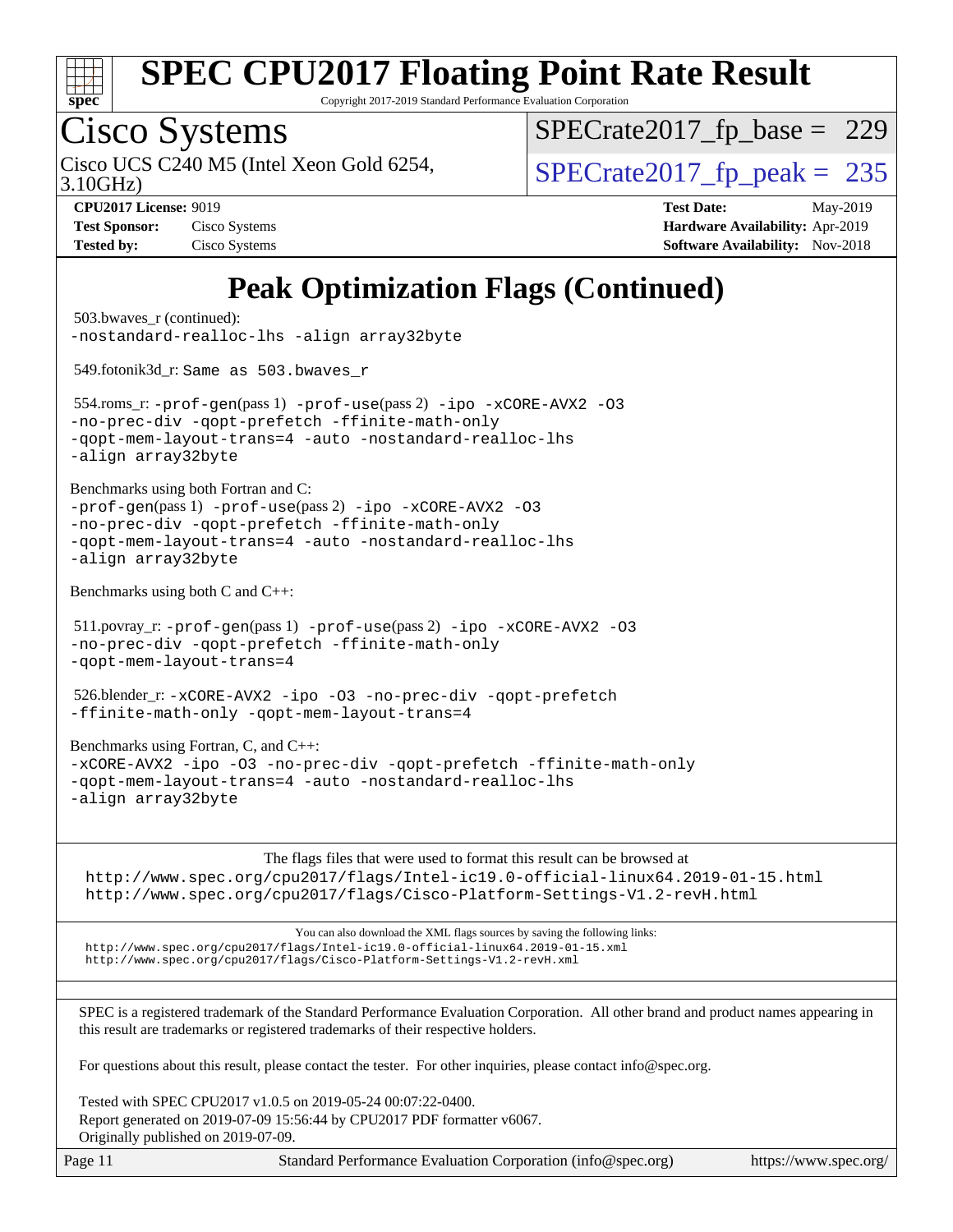# SPEC CPU2017 Floating Point Rate Result

Copyright 2017-2019 Standard Performance Evaluation Corporation

## Cisco Systems

Cisco UCS C240 M5 (Intel Xeon Gold 6254, 3.10GHz)

SPECrate2017_fp_base = 229

SPECrate2017_fp_peak = 235

**CPU2017 License:** 9019
**Test Sponsor:** Cisco Systems
**Tested by:** Cisco Systems

**Test Date:** May-2019
**Hardware Availability:** Apr-2019
**Software Availability:** Nov-2018

## Peak Optimization Flags (Continued)

503.bwaves_r (continued):
-nostandard-realloc-lhs -align array32byte

549.fotonik3d_r: Same as 503.bwaves_r

554.roms_r: -prof-gen(pass 1) -prof-use(pass 2) -ipo -xCORE-AVX2 -O3 -no-prec-div -qopt-prefetch -ffinite-math-only -qopt-mem-layout-trans=4 -auto -nostandard-realloc-lhs -align array32byte

Benchmarks using both Fortran and C:
-prof-gen(pass 1) -prof-use(pass 2) -ipo -xCORE-AVX2 -O3 -no-prec-div -qopt-prefetch -ffinite-math-only -qopt-mem-layout-trans=4 -auto -nostandard-realloc-lhs -align array32byte

Benchmarks using both C and C++:

511.povray_r: -prof-gen(pass 1) -prof-use(pass 2) -ipo -xCORE-AVX2 -O3 -no-prec-div -qopt-prefetch -ffinite-math-only -qopt-mem-layout-trans=4

526.blender_r: -xCORE-AVX2 -ipo -O3 -no-prec-div -qopt-prefetch -ffinite-math-only -qopt-mem-layout-trans=4

Benchmarks using Fortran, C, and C++:
-xCORE-AVX2 -ipo -O3 -no-prec-div -qopt-prefetch -ffinite-math-only -qopt-mem-layout-trans=4 -auto -nostandard-realloc-lhs -align array32byte

The flags files that were used to format this result can be browsed at
http://www.spec.org/cpu2017/flags/Intel-ic19.0-official-linux64.2019-01-15.html
http://www.spec.org/cpu2017/flags/Cisco-Platform-Settings-V1.2-revH.html

You can also download the XML flags sources by saving the following links:
http://www.spec.org/cpu2017/flags/Intel-ic19.0-official-linux64.2019-01-15.xml
http://www.spec.org/cpu2017/flags/Cisco-Platform-Settings-V1.2-revH.xml

SPEC is a registered trademark of the Standard Performance Evaluation Corporation. All other brand and product names appearing in this result are trademarks or registered trademarks of their respective holders.

For questions about this result, please contact the tester. For other inquiries, please contact info@spec.org.

Tested with SPEC CPU2017 v1.0.5 on 2019-05-24 00:07:22-0400.
Report generated on 2019-07-09 15:56:44 by CPU2017 PDF formatter v6067.
Originally published on 2019-07-09.